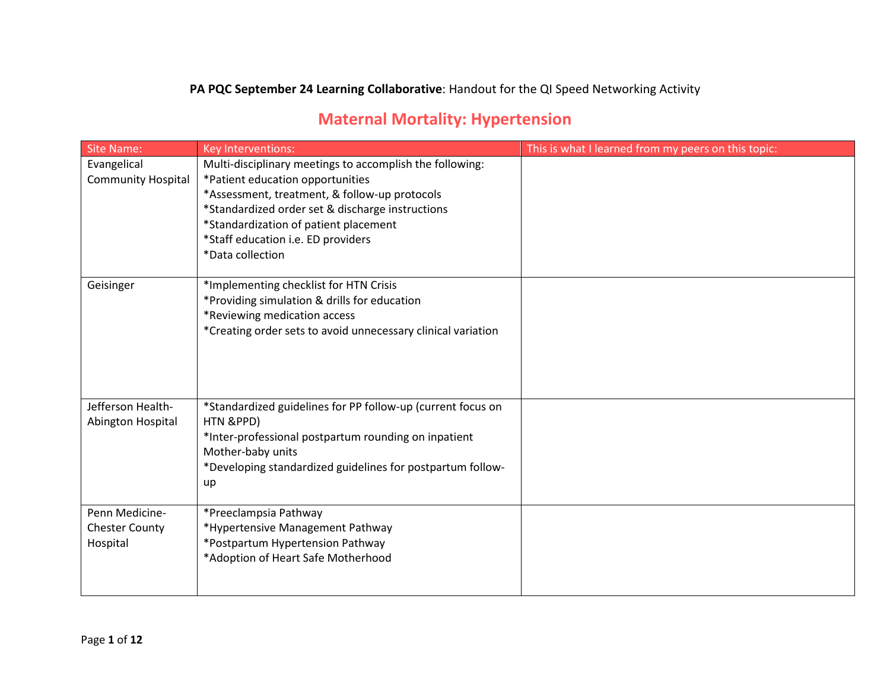**PA PQC September 24 Learning Collaborative**: Handout for the QI Speed Networking Activity

# Maternal Mortality: Hypertension

| Site Name: | Key Interventions: | This is what I learned from my peers on this topic: |
| --- | --- | --- |
| Evangelical Community Hospital | Multi-disciplinary meetings to accomplish the following:<br>*Patient education opportunities<br>*Assessment, treatment, & follow-up protocols<br>*Standardized order set & discharge instructions<br>*Standardization of patient placement<br>*Staff education i.e. ED providers<br>*Data collection | |
| Geisinger | *Implementing checklist for HTN Crisis<br>*Providing simulation & drills for education<br>*Reviewing medication access<br>*Creating order sets to avoid unnecessary clinical variation | |
| Jefferson Health-Abington Hospital | *Standardized guidelines for PP follow-up (current focus on HTN &PPD)<br>*Inter-professional postpartum rounding on inpatient Mother-baby units<br>*Developing standardized guidelines for postpartum follow-up | |
| Penn Medicine-Chester County Hospital | *Preeclampsia Pathway<br>*Hypertensive Management Pathway<br>*Postpartum Hypertension Pathway<br>*Adoption of Heart Safe Motherhood | |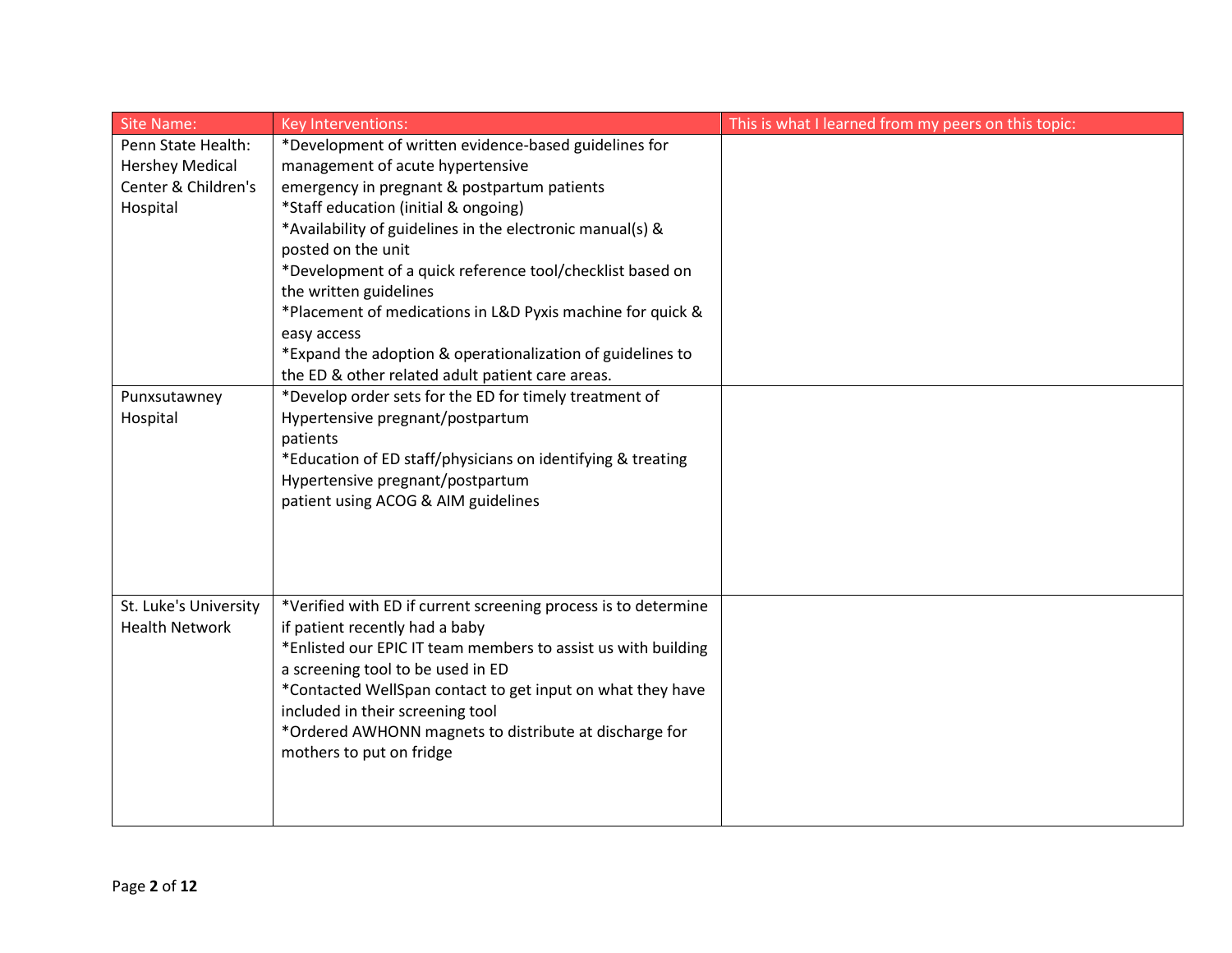| Site Name: | Key Interventions: | This is what I learned from my peers on this topic: |
|---|---|---|
| Penn State Health: Hershey Medical Center & Children's Hospital | *Development of written evidence-based guidelines for management of acute hypertensive emergency in pregnant & postpartum patients<br>*Staff education (initial & ongoing)<br>*Availability of guidelines in the electronic manual(s) & posted on the unit<br>*Development of a quick reference tool/checklist based on the written guidelines<br>*Placement of medications in L&D Pyxis machine for quick & easy access<br>*Expand the adoption & operationalization of guidelines to the ED & other related adult patient care areas. | |
| Punxsutawney Hospital | *Develop order sets for the ED for timely treatment of Hypertensive pregnant/postpartum patients<br>*Education of ED staff/physicians on identifying & treating Hypertensive pregnant/postpartum patient using ACOG & AIM guidelines | |
| St. Luke's University Health Network | *Verified with ED if current screening process is to determine if patient recently had a baby<br>*Enlisted our EPIC IT team members to assist us with building a screening tool to be used in ED<br>*Contacted WellSpan contact to get input on what they have included in their screening tool<br>*Ordered AWHONN magnets to distribute at discharge for mothers to put on fridge | |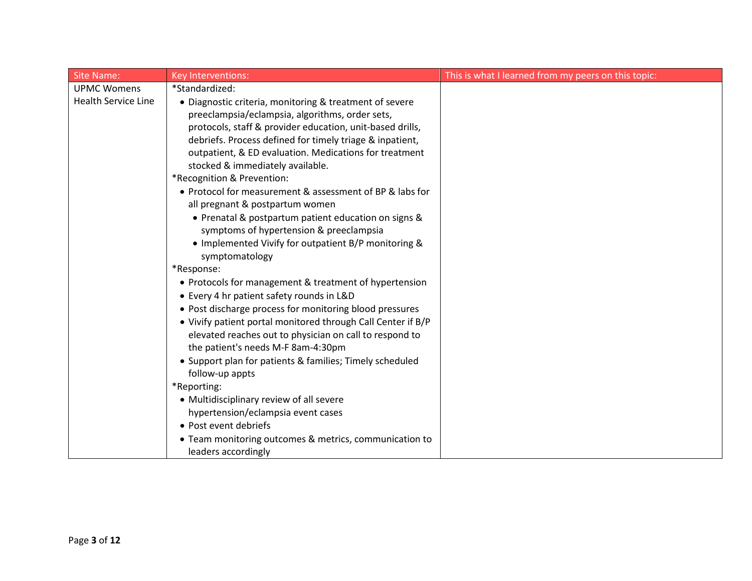| Site Name: | Key Interventions: | This is what I learned from my peers on this topic: |
|---|---|---|
| UPMC Womens Health Service Line | *Standardized:<br>• Diagnostic criteria, monitoring & treatment of severe preeclampsia/eclampsia, algorithms, order sets, protocols, staff & provider education, unit-based drills, debriefs. Process defined for timely triage & inpatient, outpatient, & ED evaluation. Medications for treatment stocked & immediately available.<br>*Recognition & Prevention:<br>• Protocol for measurement & assessment of BP & labs for all pregnant & postpartum women<br>  • Prenatal & postpartum patient education on signs & symptoms of hypertension & preeclampsia<br>  • Implemented Vivify for outpatient B/P monitoring & symptomatology<br>*Response:<br>• Protocols for management & treatment of hypertension<br>• Every 4 hr patient safety rounds in L&D<br>• Post discharge process for monitoring blood pressures<br>• Vivify patient portal monitored through Call Center if B/P elevated reaches out to physician on call to respond to the patient's needs M-F 8am-4:30pm<br>• Support plan for patients & families; Timely scheduled follow-up appts<br>*Reporting:<br>• Multidisciplinary review of all severe hypertension/eclampsia event cases<br>• Post event debriefs<br>• Team monitoring outcomes & metrics, communication to leaders accordingly | |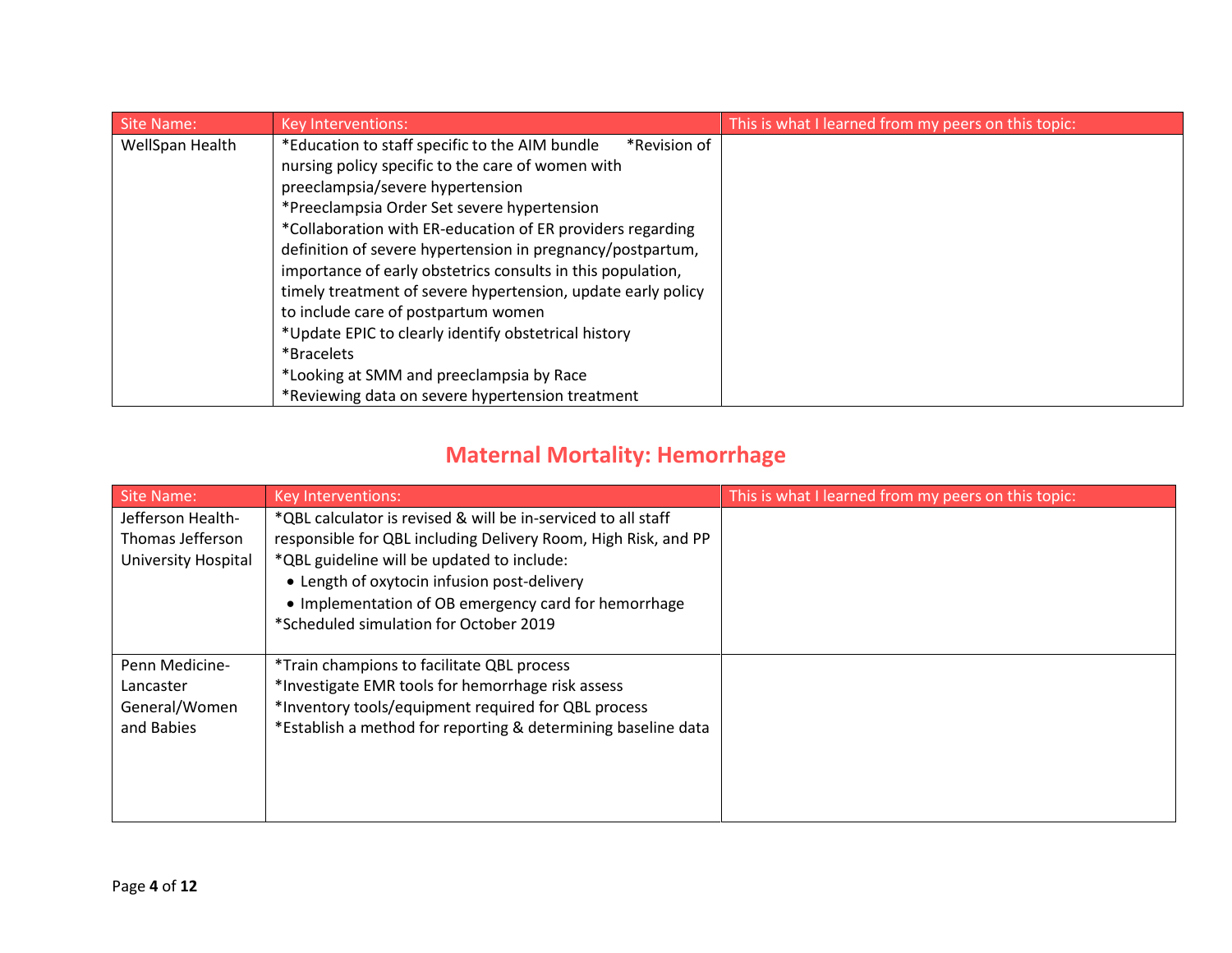| Site Name: | Key Interventions: | This is what I learned from my peers on this topic: |
|---|---|---|
| WellSpan Health | *Education to staff specific to the AIM bundle *Revision of nursing policy specific to the care of women with preeclampsia/severe hypertension<br>*Preeclampsia Order Set severe hypertension<br>*Collaboration with ER-education of ER providers regarding definition of severe hypertension in pregnancy/postpartum, importance of early obstetrics consults in this population, timely treatment of severe hypertension, update early policy to include care of postpartum women<br>*Update EPIC to clearly identify obstetrical history<br>*Bracelets<br>*Looking at SMM and preeclampsia by Race<br>*Reviewing data on severe hypertension treatment | |

## Maternal Mortality: Hemorrhage

| Site Name: | Key Interventions: | This is what I learned from my peers on this topic: |
|---|---|---|
| Jefferson Health-Thomas Jefferson University Hospital | *QBL calculator is revised & will be in-serviced to all staff responsible for QBL including Delivery Room, High Risk, and PP<br>*QBL guideline will be updated to include:<br>• Length of oxytocin infusion post-delivery<br>• Implementation of OB emergency card for hemorrhage<br>*Scheduled simulation for October 2019 | |
| Penn Medicine-Lancaster General/Women and Babies | *Train champions to facilitate QBL process<br>*Investigate EMR tools for hemorrhage risk assess<br>*Inventory tools/equipment required for QBL process<br>*Establish a method for reporting & determining baseline data | |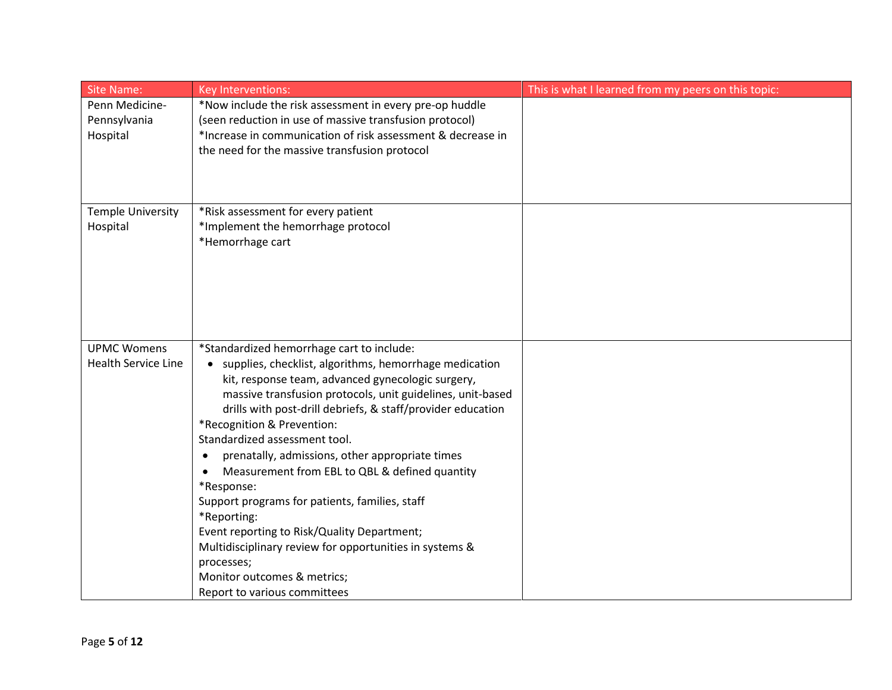| Site Name: | Key Interventions: | This is what I learned from my peers on this topic: |
|---|---|---|
| Penn Medicine-Pennsylvania Hospital | *Now include the risk assessment in every pre-op huddle (seen reduction in use of massive transfusion protocol)<br>*Increase in communication of risk assessment & decrease in the need for the massive transfusion protocol | |
| Temple University Hospital | *Risk assessment for every patient<br>*Implement the hemorrhage protocol<br>*Hemorrhage cart | |
| UPMC Womens Health Service Line | *Standardized hemorrhage cart to include:<br>• supplies, checklist, algorithms, hemorrhage medication kit, response team, advanced gynecologic surgery, massive transfusion protocols, unit guidelines, unit-based drills with post-drill debriefs, & staff/provider education<br>*Recognition & Prevention:<br>Standardized assessment tool.<br>• prenatally, admissions, other appropriate times<br>• Measurement from EBL to QBL & defined quantity<br>*Response:<br>Support programs for patients, families, staff<br>*Reporting:<br>Event reporting to Risk/Quality Department;<br>Multidisciplinary review for opportunities in systems & processes;<br>Monitor outcomes & metrics;<br>Report to various committees | |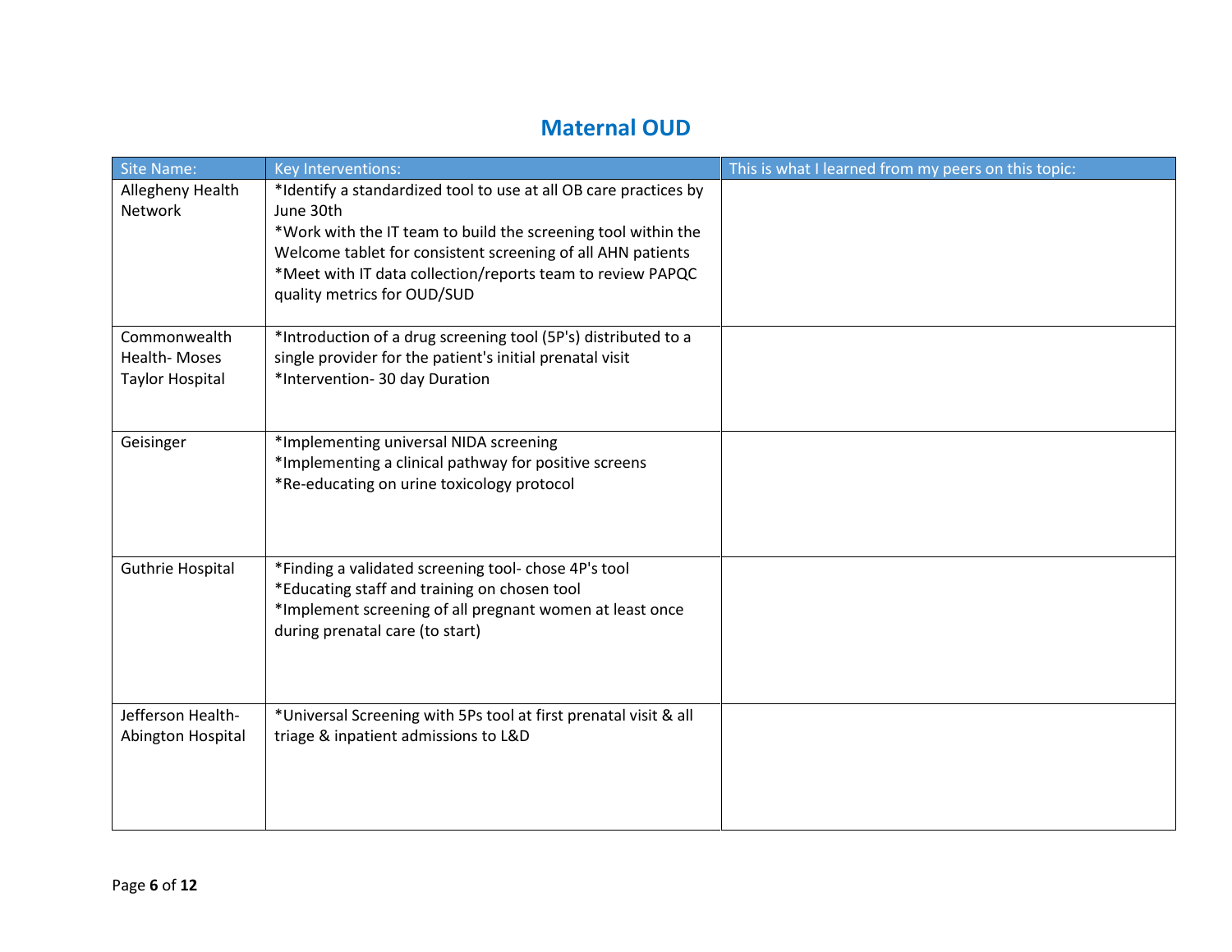## Maternal OUD

| Site Name: | Key Interventions: | This is what I learned from my peers on this topic: |
| --- | --- | --- |
| Allegheny Health Network | *Identify a standardized tool to use at all OB care practices by June 30th<br>*Work with the IT team to build the screening tool within the Welcome tablet for consistent screening of all AHN patients<br>*Meet with IT data collection/reports team to review PAPQC quality metrics for OUD/SUD | |
| Commonwealth Health- Moses Taylor Hospital | *Introduction of a drug screening tool (5P's) distributed to a single provider for the patient's initial prenatal visit<br>*Intervention- 30 day Duration | |
| Geisinger | *Implementing universal NIDA screening<br>*Implementing a clinical pathway for positive screens<br>*Re-educating on urine toxicology protocol | |
| Guthrie Hospital | *Finding a validated screening tool- chose 4P's tool<br>*Educating staff and training on chosen tool<br>*Implement screening of all pregnant women at least once during prenatal care (to start) | |
| Jefferson Health- Abington Hospital | *Universal Screening with 5Ps tool at first prenatal visit & all triage & inpatient admissions to L&D | |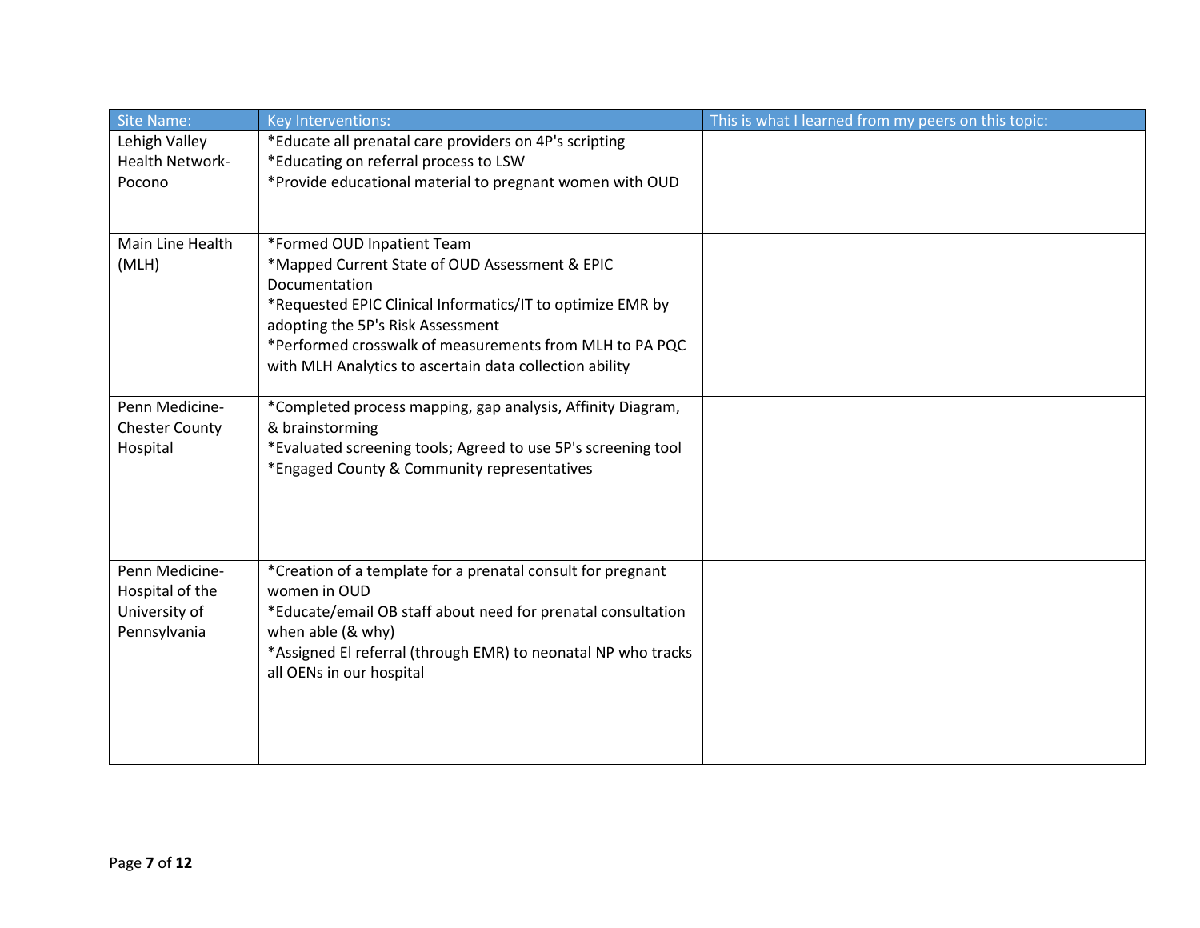| Site Name: | Key Interventions: | This is what I learned from my peers on this topic: |
|---|---|---|
| Lehigh Valley Health Network-Pocono | *Educate all prenatal care providers on 4P's scripting<br>*Educating on referral process to LSW<br>*Provide educational material to pregnant women with OUD | |
| Main Line Health (MLH) | *Formed OUD Inpatient Team<br>*Mapped Current State of OUD Assessment & EPIC Documentation<br>*Requested EPIC Clinical Informatics/IT to optimize EMR by adopting the 5P's Risk Assessment<br>*Performed crosswalk of measurements from MLH to PA PQC with MLH Analytics to ascertain data collection ability | |
| Penn Medicine-Chester County Hospital | *Completed process mapping, gap analysis, Affinity Diagram, & brainstorming<br>*Evaluated screening tools; Agreed to use 5P's screening tool<br>*Engaged County & Community representatives | |
| Penn Medicine-Hospital of the University of Pennsylvania | *Creation of a template for a prenatal consult for pregnant women in OUD<br>*Educate/email OB staff about need for prenatal consultation when able (& why)<br>*Assigned EI referral (through EMR) to neonatal NP who tracks all OENs in our hospital | |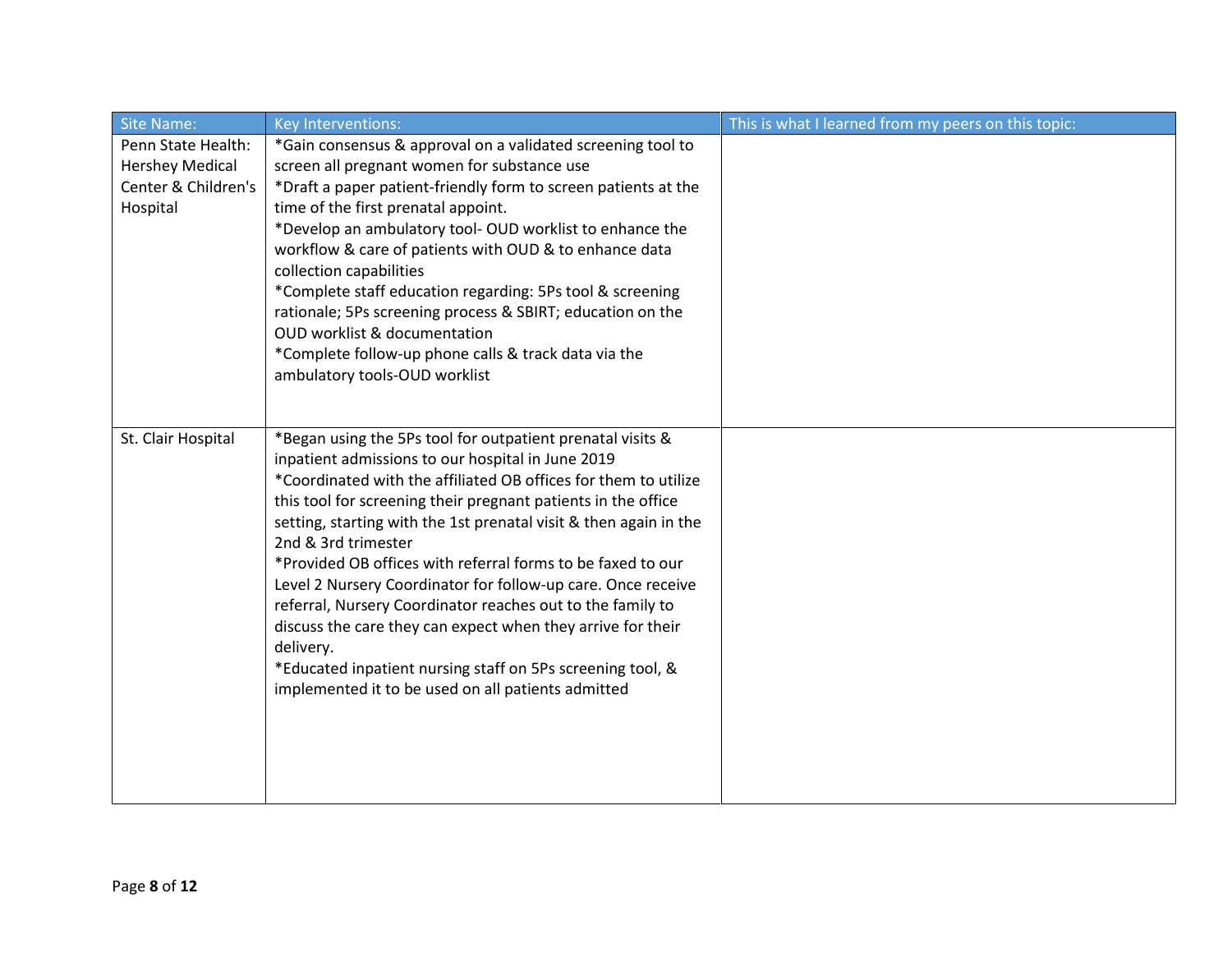| Site Name: | Key Interventions: | This is what I learned from my peers on this topic: |
|---|---|---|
| Penn State Health: Hershey Medical Center & Children's Hospital | *Gain consensus & approval on a validated screening tool to screen all pregnant women for substance use<br>*Draft a paper patient-friendly form to screen patients at the time of the first prenatal appoint.<br>*Develop an ambulatory tool- OUD worklist to enhance the workflow & care of patients with OUD & to enhance data collection capabilities<br>*Complete staff education regarding: 5Ps tool & screening rationale; 5Ps screening process & SBIRT; education on the OUD worklist & documentation<br>*Complete follow-up phone calls & track data via the ambulatory tools-OUD worklist | |
| St. Clair Hospital | *Began using the 5Ps tool for outpatient prenatal visits & inpatient admissions to our hospital in June 2019<br>*Coordinated with the affiliated OB offices for them to utilize this tool for screening their pregnant patients in the office setting, starting with the 1st prenatal visit & then again in the 2nd & 3rd trimester<br>*Provided OB offices with referral forms to be faxed to our Level 2 Nursery Coordinator for follow-up care. Once receive referral, Nursery Coordinator reaches out to the family to discuss the care they can expect when they arrive for their delivery.<br>*Educated inpatient nursing staff on 5Ps screening tool, & implemented it to be used on all patients admitted | |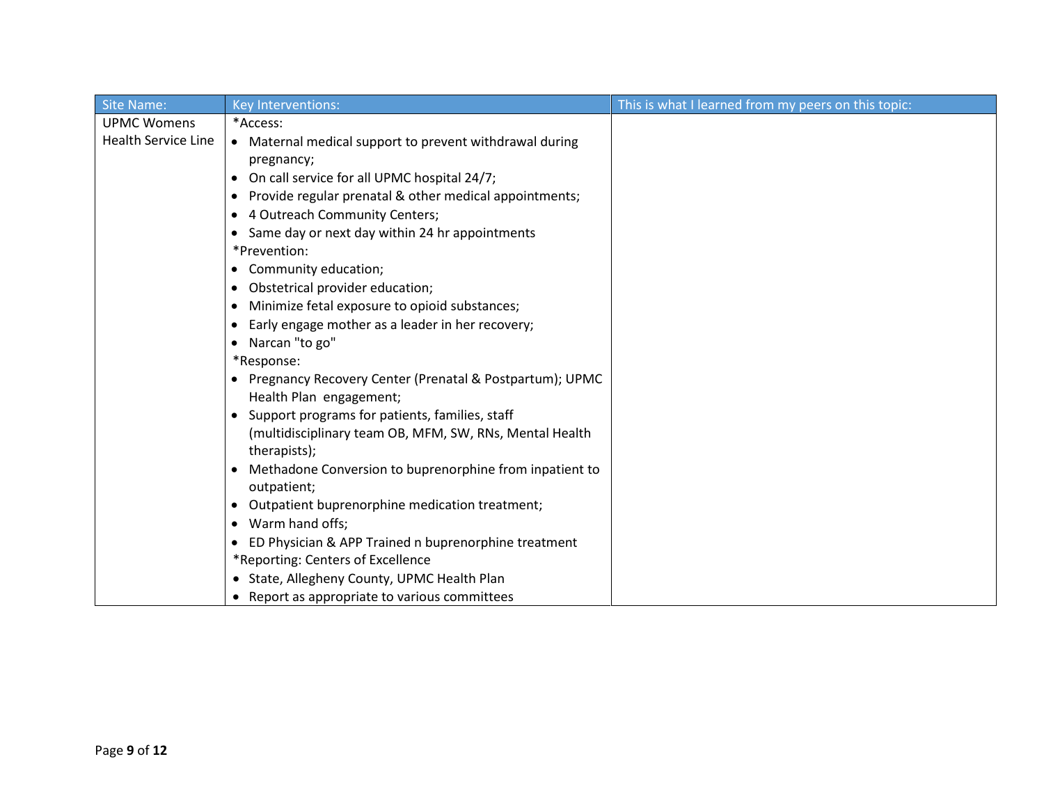| Site Name: | Key Interventions: | This is what I learned from my peers on this topic: |
| --- | --- | --- |
| UPMC Womens Health Service Line | *Access:<br>• Maternal medical support to prevent withdrawal during pregnancy;<br>• On call service for all UPMC hospital 24/7;<br>• Provide regular prenatal & other medical appointments;<br>• 4 Outreach Community Centers;<br>• Same day or next day within 24 hr appointments<br>*Prevention:<br>• Community education;<br>• Obstetrical provider education;<br>• Minimize fetal exposure to opioid substances;<br>• Early engage mother as a leader in her recovery;<br>• Narcan "to go"<br>*Response:<br>• Pregnancy Recovery Center (Prenatal & Postpartum); UPMC Health Plan engagement;<br>• Support programs for patients, families, staff (multidisciplinary team OB, MFM, SW, RNs, Mental Health therapists);<br>• Methadone Conversion to buprenorphine from inpatient to outpatient;<br>• Outpatient buprenorphine medication treatment;<br>• Warm hand offs;<br>• ED Physician & APP Trained n buprenorphine treatment<br>*Reporting: Centers of Excellence<br>• State, Allegheny County, UPMC Health Plan<br>• Report as appropriate to various committees | |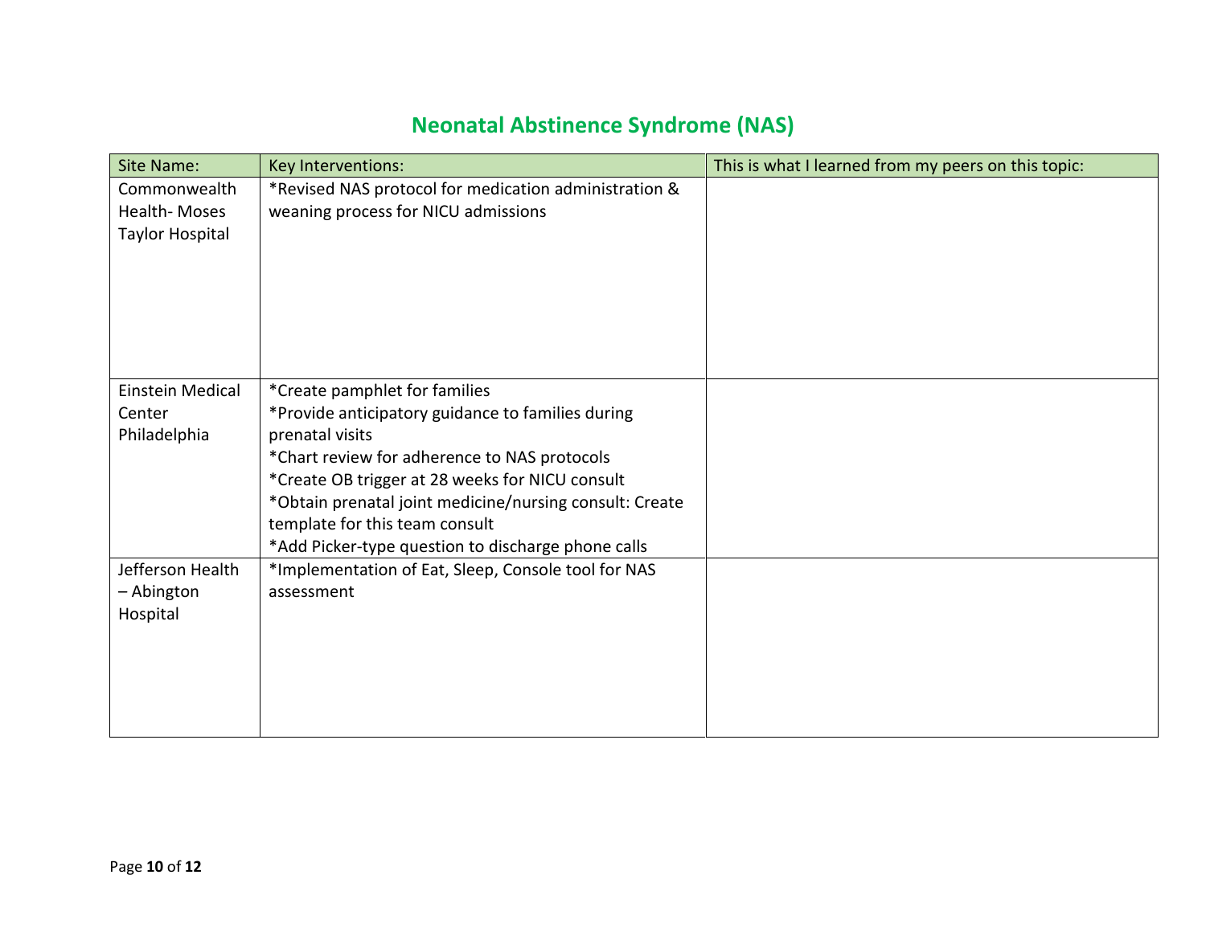# Neonatal Abstinence Syndrome (NAS)

| Site Name: | Key Interventions: | This is what I learned from my peers on this topic: |
| --- | --- | --- |
| Commonwealth Health- Moses Taylor Hospital | *Revised NAS protocol for medication administration & weaning process for NICU admissions | |
| Einstein Medical Center Philadelphia | *Create pamphlet for families<br>*Provide anticipatory guidance to families during prenatal visits<br>*Chart review for adherence to NAS protocols<br>*Create OB trigger at 28 weeks for NICU consult<br>*Obtain prenatal joint medicine/nursing consult: Create template for this team consult<br>*Add Picker-type question to discharge phone calls | |
| Jefferson Health – Abington Hospital | *Implementation of Eat, Sleep, Console tool for NAS assessment | |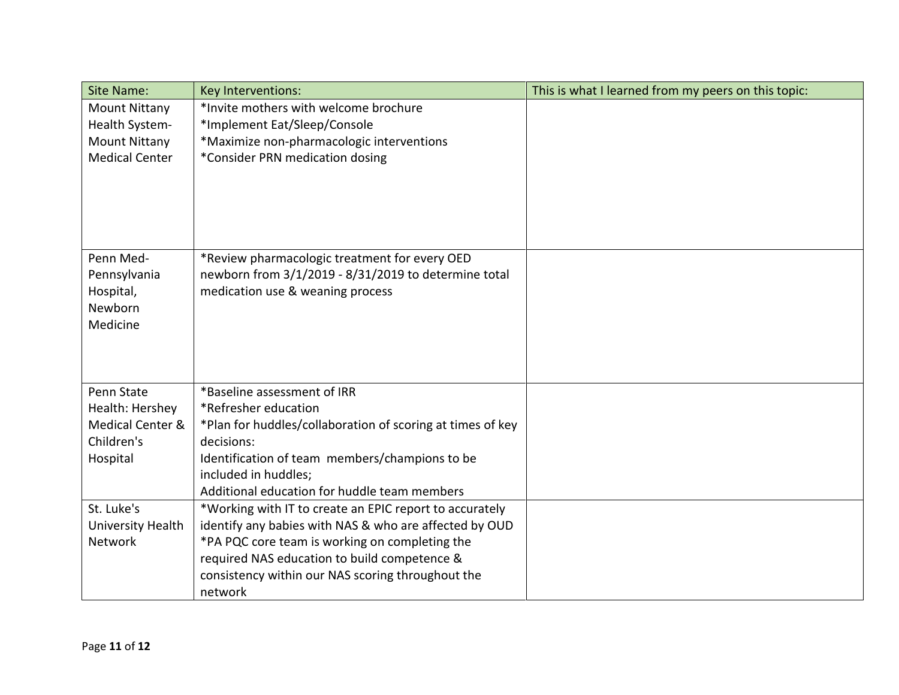| Site Name: | Key Interventions: | This is what I learned from my peers on this topic: |
|---|---|---|
| Mount Nittany Health System- Mount Nittany Medical Center | *Invite mothers with welcome brochure<br>*Implement Eat/Sleep/Console<br>*Maximize non-pharmacologic interventions<br>*Consider PRN medication dosing | |
| Penn Med- Pennsylvania Hospital, Newborn Medicine | *Review pharmacologic treatment for every OED newborn from 3/1/2019 - 8/31/2019 to determine total medication use & weaning process | |
| Penn State Health: Hershey Medical Center & Children's Hospital | *Baseline assessment of IRR<br>*Refresher education<br>*Plan for huddles/collaboration of scoring at times of key decisions:<br>Identification of team members/champions to be included in huddles;<br>Additional education for huddle team members | |
| St. Luke's University Health Network | *Working with IT to create an EPIC report to accurately identify any babies with NAS & who are affected by OUD<br>*PA PQC core team is working on completing the required NAS education to build competence & consistency within our NAS scoring throughout the network | |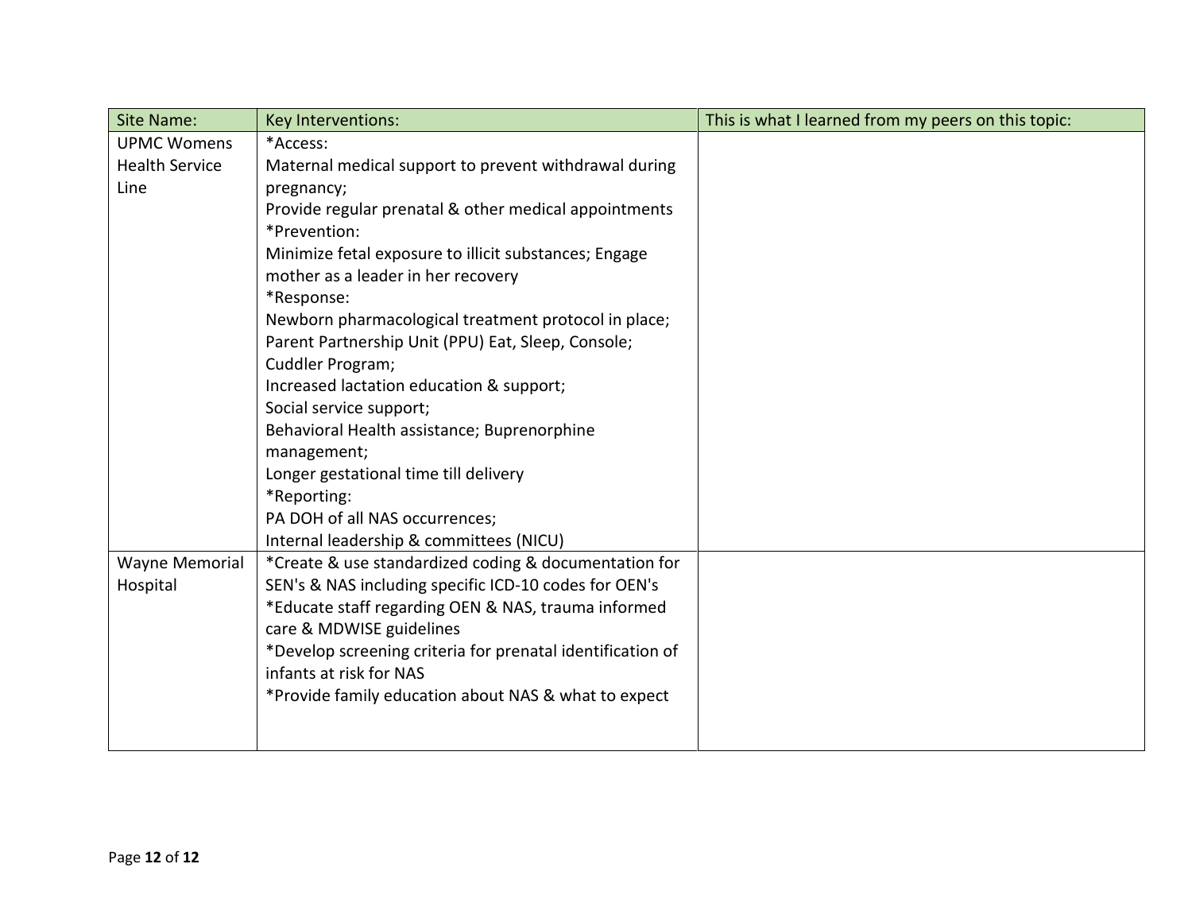| Site Name: | Key Interventions: | This is what I learned from my peers on this topic: |
|---|---|---|
| UPMC Womens Health Service Line | *Access:<br>Maternal medical support to prevent withdrawal during pregnancy;<br>Provide regular prenatal & other medical appointments<br>*Prevention:<br>Minimize fetal exposure to illicit substances; Engage mother as a leader in her recovery<br>*Response:<br>Newborn pharmacological treatment protocol in place;<br>Parent Partnership Unit (PPU) Eat, Sleep, Console;<br>Cuddler Program;<br>Increased lactation education & support;<br>Social service support;<br>Behavioral Health assistance; Buprenorphine management;<br>Longer gestational time till delivery<br>*Reporting:<br>PA DOH of all NAS occurrences;<br>Internal leadership & committees (NICU) | |
| Wayne Memorial Hospital | *Create & use standardized coding & documentation for SEN's & NAS including specific ICD-10 codes for OEN's<br>*Educate staff regarding OEN & NAS, trauma informed care & MDWISE guidelines<br>*Develop screening criteria for prenatal identification of infants at risk for NAS<br>*Provide family education about NAS & what to expect | |